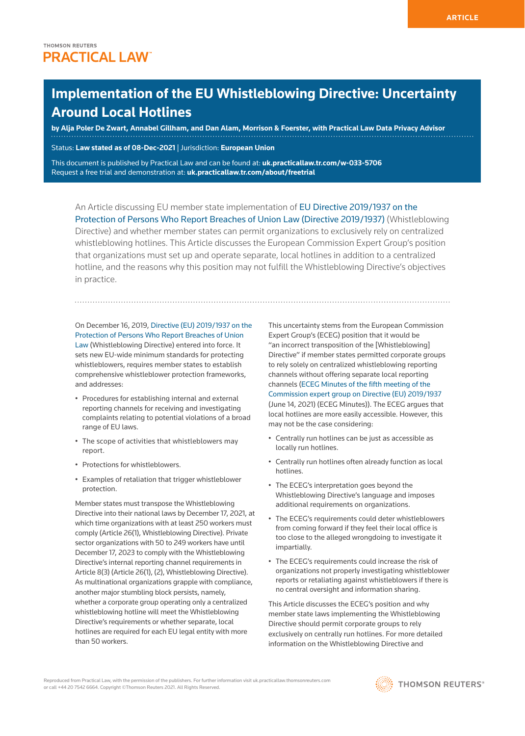ARTICLE

THOMSON REUTERS
PRACTICAL LAW

# Implementation of the EU Whistleblowing Directive: Uncertainty Around Local Hotlines

**by Alja Poler De Zwart, Annabel Gillham, and Dan Alam, Morrison & Foerster, with Practical Law Data Privacy Advisor**

Status: **Law stated as of 08-Dec-2021** | Jurisdiction: **European Union**

This document is published by Practical Law and can be found at: **uk.practicallaw.tr.com/w-033-5706**
Request a free trial and demonstration at: **uk.practicallaw.tr.com/about/freetrial**

An Article discussing EU member state implementation of EU Directive 2019/1937 on the Protection of Persons Who Report Breaches of Union Law (Directive 2019/1937) (Whistleblowing Directive) and whether member states can permit organizations to exclusively rely on centralized whistleblowing hotlines. This Article discusses the European Commission Expert Group's position that organizations must set up and operate separate, local hotlines in addition to a centralized hotline, and the reasons why this position may not fulfill the Whistleblowing Directive's objectives in practice.

On December 16, 2019, Directive (EU) 2019/1937 on the Protection of Persons Who Report Breaches of Union Law (Whistleblowing Directive) entered into force. It sets new EU-wide minimum standards for protecting whistleblowers, requires member states to establish comprehensive whistleblower protection frameworks, and addresses:

- Procedures for establishing internal and external reporting channels for receiving and investigating complaints relating to potential violations of a broad range of EU laws.
- The scope of activities that whistleblowers may report.
- Protections for whistleblowers.
- Examples of retaliation that trigger whistleblower protection.

Member states must transpose the Whistleblowing Directive into their national laws by December 17, 2021, at which time organizations with at least 250 workers must comply (Article 26(1), Whistleblowing Directive). Private sector organizations with 50 to 249 workers have until December 17, 2023 to comply with the Whistleblowing Directive's internal reporting channel requirements in Article 8(3) (Article 26(1), (2), Whistleblowing Directive). As multinational organizations grapple with compliance, another major stumbling block persists, namely, whether a corporate group operating only a centralized whistleblowing hotline will meet the Whistleblowing Directive's requirements or whether separate, local hotlines are required for each EU legal entity with more than 50 workers.

This uncertainty stems from the European Commission Expert Group's (ECEG) position that it would be "an incorrect transposition of the [Whistleblowing] Directive" if member states permitted corporate groups to rely solely on centralized whistleblowing reporting channels without offering separate local reporting channels (ECEG Minutes of the fifth meeting of the Commission expert group on Directive (EU) 2019/1937 (June 14, 2021) (ECEG Minutes)). The ECEG argues that local hotlines are more easily accessible. However, this may not be the case considering:

- Centrally run hotlines can be just as accessible as locally run hotlines.
- Centrally run hotlines often already function as local hotlines.
- The ECEG's interpretation goes beyond the Whistleblowing Directive's language and imposes additional requirements on organizations.
- The ECEG's requirements could deter whistleblowers from coming forward if they feel their local office is too close to the alleged wrongdoing to investigate it impartially.
- The ECEG's requirements could increase the risk of organizations not properly investigating whistleblower reports or retaliating against whistleblowers if there is no central oversight and information sharing.

This Article discusses the ECEG's position and why member state laws implementing the Whistleblowing Directive should permit corporate groups to rely exclusively on centrally run hotlines. For more detailed information on the Whistleblowing Directive and

Reproduced from Practical Law, with the permission of the publishers. For further information visit uk.practicallaw.thomsonreuters.com or call +44 20 7542 6664. Copyright ©Thomson Reuters 2021. All Rights Reserved.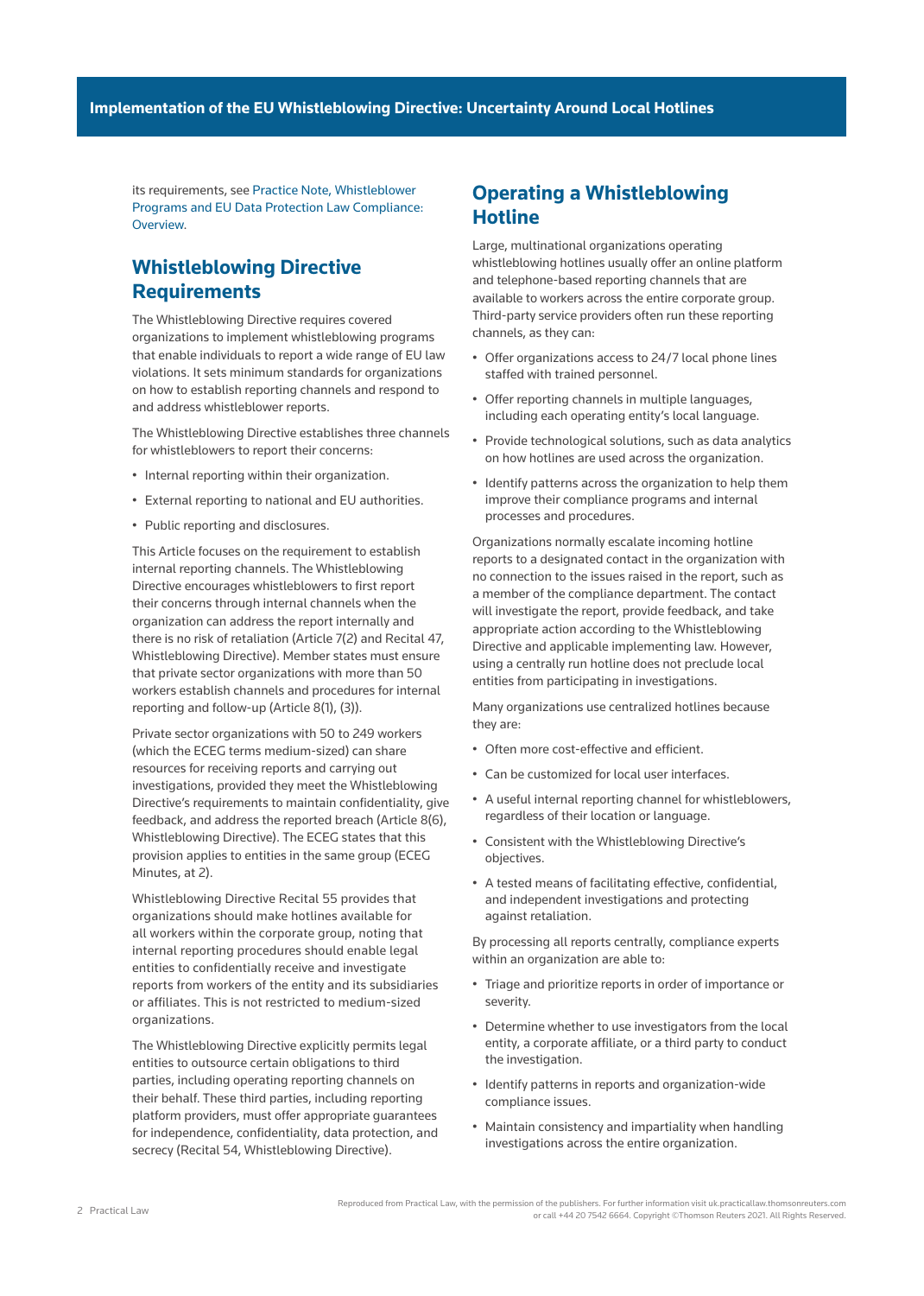its requirements, see Practice Note, Whistleblower Programs and EU Data Protection Law Compliance: Overview.

## Whistleblowing Directive Requirements

The Whistleblowing Directive requires covered organizations to implement whistleblowing programs that enable individuals to report a wide range of EU law violations. It sets minimum standards for organizations on how to establish reporting channels and respond to and address whistleblower reports.

The Whistleblowing Directive establishes three channels for whistleblowers to report their concerns:

- Internal reporting within their organization.
- External reporting to national and EU authorities.
- Public reporting and disclosures.

This Article focuses on the requirement to establish internal reporting channels. The Whistleblowing Directive encourages whistleblowers to first report their concerns through internal channels when the organization can address the report internally and there is no risk of retaliation (Article 7(2) and Recital 47, Whistleblowing Directive). Member states must ensure that private sector organizations with more than 50 workers establish channels and procedures for internal reporting and follow-up (Article 8(1), (3)).

Private sector organizations with 50 to 249 workers (which the ECEG terms medium-sized) can share resources for receiving reports and carrying out investigations, provided they meet the Whistleblowing Directive's requirements to maintain confidentiality, give feedback, and address the reported breach (Article 8(6), Whistleblowing Directive). The ECEG states that this provision applies to entities in the same group (ECEG Minutes, at 2).

Whistleblowing Directive Recital 55 provides that organizations should make hotlines available for all workers within the corporate group, noting that internal reporting procedures should enable legal entities to confidentially receive and investigate reports from workers of the entity and its subsidiaries or affiliates. This is not restricted to medium-sized organizations.

The Whistleblowing Directive explicitly permits legal entities to outsource certain obligations to third parties, including operating reporting channels on their behalf. These third parties, including reporting platform providers, must offer appropriate guarantees for independence, confidentiality, data protection, and secrecy (Recital 54, Whistleblowing Directive).

## Operating a Whistleblowing Hotline

Large, multinational organizations operating whistleblowing hotlines usually offer an online platform and telephone-based reporting channels that are available to workers across the entire corporate group. Third-party service providers often run these reporting channels, as they can:

- Offer organizations access to 24/7 local phone lines staffed with trained personnel.
- Offer reporting channels in multiple languages, including each operating entity's local language.
- Provide technological solutions, such as data analytics on how hotlines are used across the organization.
- Identify patterns across the organization to help them improve their compliance programs and internal processes and procedures.

Organizations normally escalate incoming hotline reports to a designated contact in the organization with no connection to the issues raised in the report, such as a member of the compliance department. The contact will investigate the report, provide feedback, and take appropriate action according to the Whistleblowing Directive and applicable implementing law. However, using a centrally run hotline does not preclude local entities from participating in investigations.

Many organizations use centralized hotlines because they are:

- Often more cost-effective and efficient.
- Can be customized for local user interfaces.
- A useful internal reporting channel for whistleblowers, regardless of their location or language.
- Consistent with the Whistleblowing Directive's objectives.
- A tested means of facilitating effective, confidential, and independent investigations and protecting against retaliation.

By processing all reports centrally, compliance experts within an organization are able to:

- Triage and prioritize reports in order of importance or severity.
- Determine whether to use investigators from the local entity, a corporate affiliate, or a third party to conduct the investigation.
- Identify patterns in reports and organization-wide compliance issues.
- Maintain consistency and impartiality when handling investigations across the entire organization.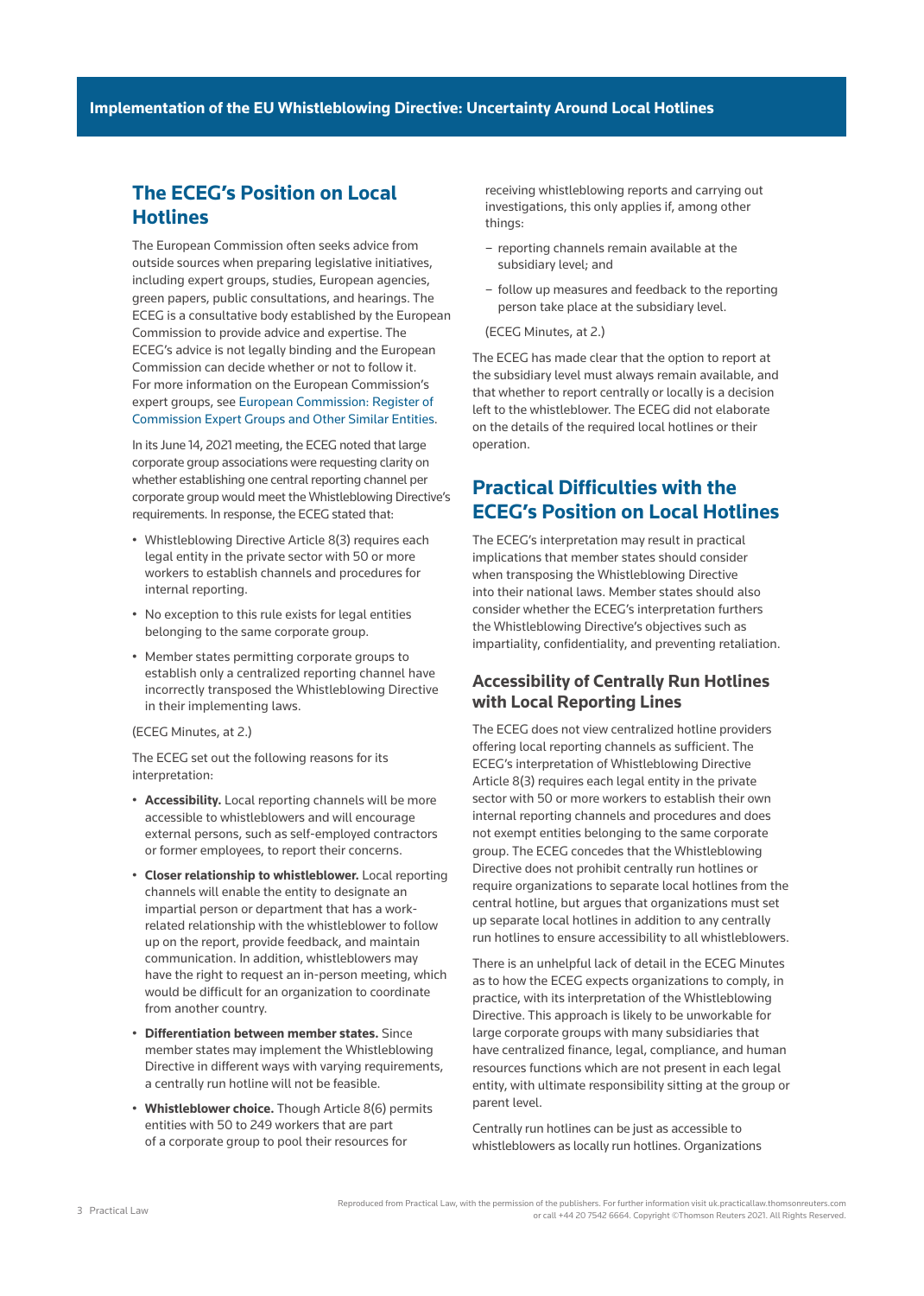## The ECEG's Position on Local Hotlines

The European Commission often seeks advice from outside sources when preparing legislative initiatives, including expert groups, studies, European agencies, green papers, public consultations, and hearings. The ECEG is a consultative body established by the European Commission to provide advice and expertise. The ECEG's advice is not legally binding and the European Commission can decide whether or not to follow it. For more information on the European Commission's expert groups, see European Commission: Register of Commission Expert Groups and Other Similar Entities.

In its June 14, 2021 meeting, the ECEG noted that large corporate group associations were requesting clarity on whether establishing one central reporting channel per corporate group would meet the Whistleblowing Directive's requirements. In response, the ECEG stated that:

- Whistleblowing Directive Article 8(3) requires each legal entity in the private sector with 50 or more workers to establish channels and procedures for internal reporting.
- No exception to this rule exists for legal entities belonging to the same corporate group.
- Member states permitting corporate groups to establish only a centralized reporting channel have incorrectly transposed the Whistleblowing Directive in their implementing laws.

(ECEG Minutes, at 2.)

The ECEG set out the following reasons for its interpretation:

- **Accessibility.** Local reporting channels will be more accessible to whistleblowers and will encourage external persons, such as self-employed contractors or former employees, to report their concerns.
- **Closer relationship to whistleblower.** Local reporting channels will enable the entity to designate an impartial person or department that has a work-related relationship with the whistleblower to follow up on the report, provide feedback, and maintain communication. In addition, whistleblowers may have the right to request an in-person meeting, which would be difficult for an organization to coordinate from another country.
- **Differentiation between member states.** Since member states may implement the Whistleblowing Directive in different ways with varying requirements, a centrally run hotline will not be feasible.
- **Whistleblower choice.** Though Article 8(6) permits entities with 50 to 249 workers that are part of a corporate group to pool their resources for receiving whistleblowing reports and carrying out investigations, this only applies if, among other things:
  - reporting channels remain available at the subsidiary level; and
  - follow up measures and feedback to the reporting person take place at the subsidiary level.

(ECEG Minutes, at 2.)

The ECEG has made clear that the option to report at the subsidiary level must always remain available, and that whether to report centrally or locally is a decision left to the whistleblower. The ECEG did not elaborate on the details of the required local hotlines or their operation.

## Practical Difficulties with the ECEG's Position on Local Hotlines

The ECEG's interpretation may result in practical implications that member states should consider when transposing the Whistleblowing Directive into their national laws. Member states should also consider whether the ECEG's interpretation furthers the Whistleblowing Directive's objectives such as impartiality, confidentiality, and preventing retaliation.

### Accessibility of Centrally Run Hotlines with Local Reporting Lines

The ECEG does not view centralized hotline providers offering local reporting channels as sufficient. The ECEG's interpretation of Whistleblowing Directive Article 8(3) requires each legal entity in the private sector with 50 or more workers to establish their own internal reporting channels and procedures and does not exempt entities belonging to the same corporate group. The ECEG concedes that the Whistleblowing Directive does not prohibit centrally run hotlines or require organizations to separate local hotlines from the central hotline, but argues that organizations must set up separate local hotlines in addition to any centrally run hotlines to ensure accessibility to all whistleblowers.

There is an unhelpful lack of detail in the ECEG Minutes as to how the ECEG expects organizations to comply, in practice, with its interpretation of the Whistleblowing Directive. This approach is likely to be unworkable for large corporate groups with many subsidiaries that have centralized finance, legal, compliance, and human resources functions which are not present in each legal entity, with ultimate responsibility sitting at the group or parent level.

Centrally run hotlines can be just as accessible to whistleblowers as locally run hotlines. Organizations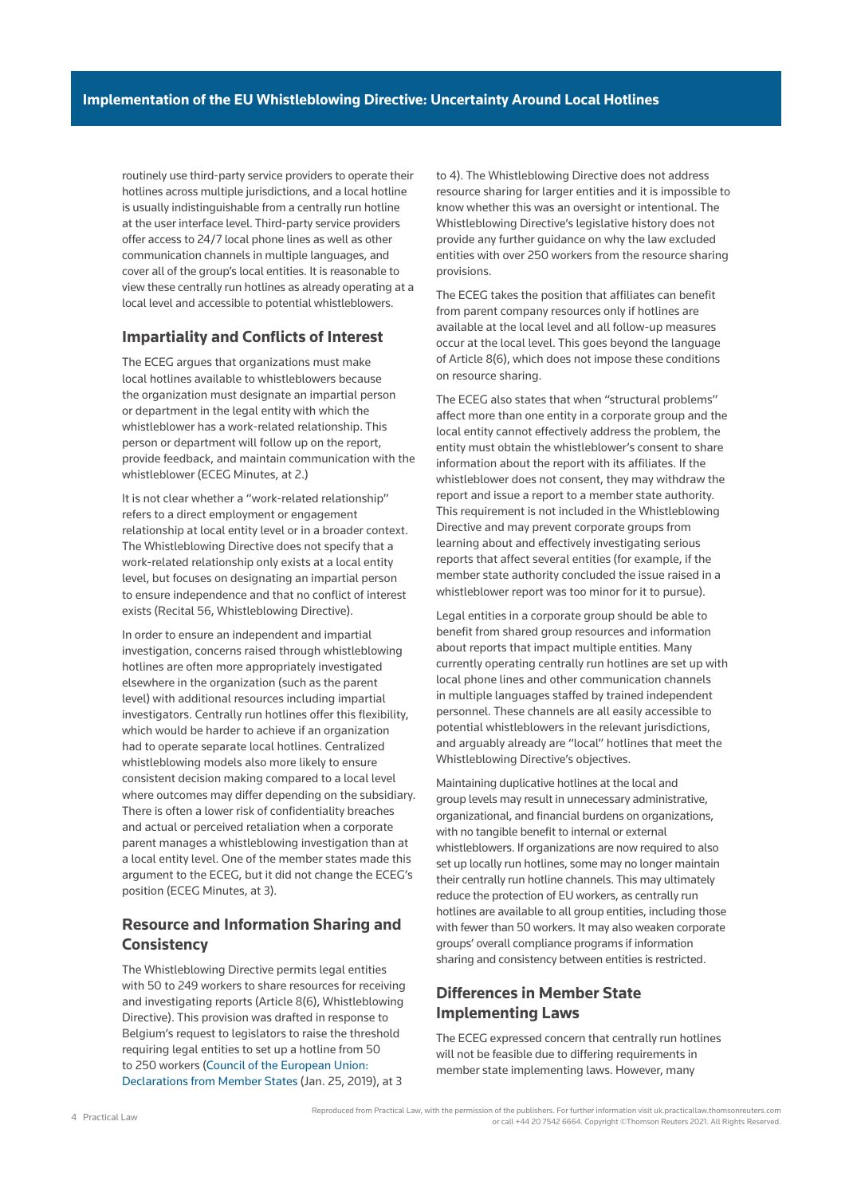routinely use third-party service providers to operate their hotlines across multiple jurisdictions, and a local hotline is usually indistinguishable from a centrally run hotline at the user interface level. Third-party service providers offer access to 24/7 local phone lines as well as other communication channels in multiple languages, and cover all of the group's local entities. It is reasonable to view these centrally run hotlines as already operating at a local level and accessible to potential whistleblowers.

## Impartiality and Conflicts of Interest

The ECEG argues that organizations must make local hotlines available to whistleblowers because the organization must designate an impartial person or department in the legal entity with which the whistleblower has a work-related relationship. This person or department will follow up on the report, provide feedback, and maintain communication with the whistleblower (ECEG Minutes, at 2.)

It is not clear whether a "work-related relationship" refers to a direct employment or engagement relationship at local entity level or in a broader context. The Whistleblowing Directive does not specify that a work-related relationship only exists at a local entity level, but focuses on designating an impartial person to ensure independence and that no conflict of interest exists (Recital 56, Whistleblowing Directive).

In order to ensure an independent and impartial investigation, concerns raised through whistleblowing hotlines are often more appropriately investigated elsewhere in the organization (such as the parent level) with additional resources including impartial investigators. Centrally run hotlines offer this flexibility, which would be harder to achieve if an organization had to operate separate local hotlines. Centralized whistleblowing models also more likely to ensure consistent decision making compared to a local level where outcomes may differ depending on the subsidiary. There is often a lower risk of confidentiality breaches and actual or perceived retaliation when a corporate parent manages a whistleblowing investigation than at a local entity level. One of the member states made this argument to the ECEG, but it did not change the ECEG's position (ECEG Minutes, at 3).

## Resource and Information Sharing and Consistency

The Whistleblowing Directive permits legal entities with 50 to 249 workers to share resources for receiving and investigating reports (Article 8(6), Whistleblowing Directive). This provision was drafted in response to Belgium's request to legislators to raise the threshold requiring legal entities to set up a hotline from 50 to 250 workers (Council of the European Union: Declarations from Member States (Jan. 25, 2019), at 3 to 4). The Whistleblowing Directive does not address resource sharing for larger entities and it is impossible to know whether this was an oversight or intentional. The Whistleblowing Directive's legislative history does not provide any further guidance on why the law excluded entities with over 250 workers from the resource sharing provisions.

The ECEG takes the position that affiliates can benefit from parent company resources only if hotlines are available at the local level and all follow-up measures occur at the local level. This goes beyond the language of Article 8(6), which does not impose these conditions on resource sharing.

The ECEG also states that when "structural problems" affect more than one entity in a corporate group and the local entity cannot effectively address the problem, the entity must obtain the whistleblower's consent to share information about the report with its affiliates. If the whistleblower does not consent, they may withdraw the report and issue a report to a member state authority. This requirement is not included in the Whistleblowing Directive and may prevent corporate groups from learning about and effectively investigating serious reports that affect several entities (for example, if the member state authority concluded the issue raised in a whistleblower report was too minor for it to pursue).

Legal entities in a corporate group should be able to benefit from shared group resources and information about reports that impact multiple entities. Many currently operating centrally run hotlines are set up with local phone lines and other communication channels in multiple languages staffed by trained independent personnel. These channels are all easily accessible to potential whistleblowers in the relevant jurisdictions, and arguably already are "local" hotlines that meet the Whistleblowing Directive's objectives.

Maintaining duplicative hotlines at the local and group levels may result in unnecessary administrative, organizational, and financial burdens on organizations, with no tangible benefit to internal or external whistleblowers. If organizations are now required to also set up locally run hotlines, some may no longer maintain their centrally run hotline channels. This may ultimately reduce the protection of EU workers, as centrally run hotlines are available to all group entities, including those with fewer than 50 workers. It may also weaken corporate groups' overall compliance programs if information sharing and consistency between entities is restricted.

## Differences in Member State Implementing Laws

The ECEG expressed concern that centrally run hotlines will not be feasible due to differing requirements in member state implementing laws. However, many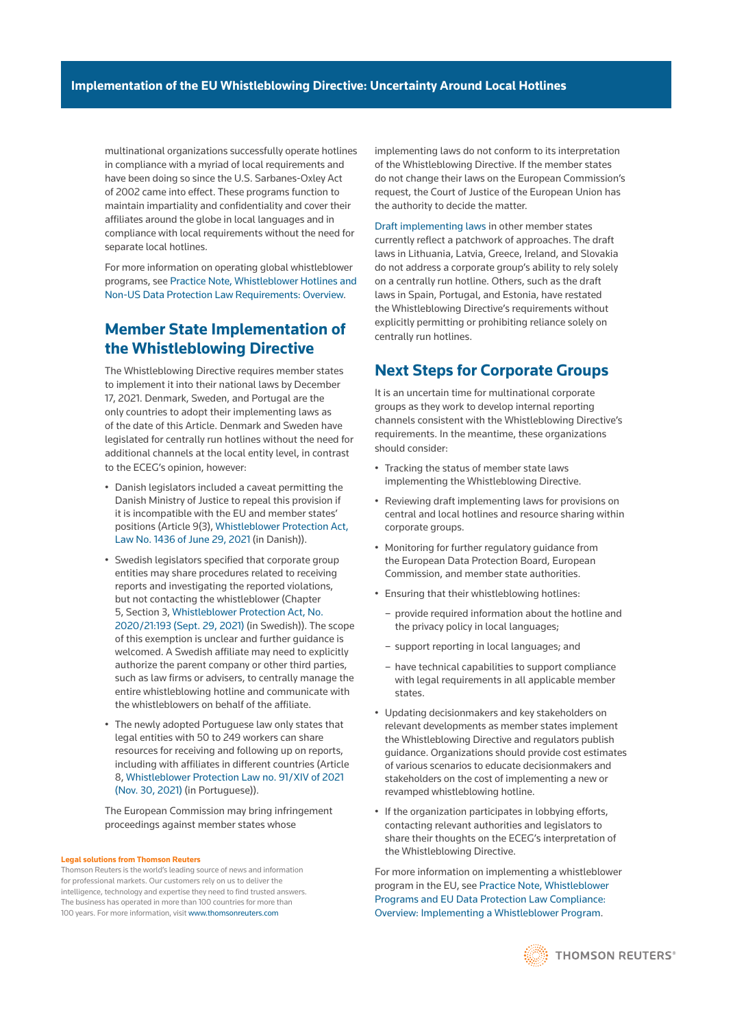multinational organizations successfully operate hotlines in compliance with a myriad of local requirements and have been doing so since the U.S. Sarbanes-Oxley Act of 2002 came into effect. These programs function to maintain impartiality and confidentiality and cover their affiliates around the globe in local languages and in compliance with local requirements without the need for separate local hotlines.

For more information on operating global whistleblower programs, see Practice Note, Whistleblower Hotlines and Non-US Data Protection Law Requirements: Overview.

## Member State Implementation of the Whistleblowing Directive

The Whistleblowing Directive requires member states to implement it into their national laws by December 17, 2021. Denmark, Sweden, and Portugal are the only countries to adopt their implementing laws as of the date of this Article. Denmark and Sweden have legislated for centrally run hotlines without the need for additional channels at the local entity level, in contrast to the ECEG's opinion, however:

- Danish legislators included a caveat permitting the Danish Ministry of Justice to repeal this provision if it is incompatible with the EU and member states' positions (Article 9(3), Whistleblower Protection Act, Law No. 1436 of June 29, 2021 (in Danish)).
- Swedish legislators specified that corporate group entities may share procedures related to receiving reports and investigating the reported violations, but not contacting the whistleblower (Chapter 5, Section 3, Whistleblower Protection Act, No. 2020/21:193 (Sept. 29, 2021) (in Swedish)). The scope of this exemption is unclear and further guidance is welcomed. A Swedish affiliate may need to explicitly authorize the parent company or other third parties, such as law firms or advisers, to centrally manage the entire whistleblowing hotline and communicate with the whistleblowers on behalf of the affiliate.
- The newly adopted Portuguese law only states that legal entities with 50 to 249 workers can share resources for receiving and following up on reports, including with affiliates in different countries (Article 8, Whistleblower Protection Law no. 91/XIV of 2021 (Nov. 30, 2021) (in Portuguese)).

The European Commission may bring infringement proceedings against member states whose implementing laws do not conform to its interpretation of the Whistleblowing Directive. If the member states do not change their laws on the European Commission's request, the Court of Justice of the European Union has the authority to decide the matter.

Draft implementing laws in other member states currently reflect a patchwork of approaches. The draft laws in Lithuania, Latvia, Greece, Ireland, and Slovakia do not address a corporate group's ability to rely solely on a centrally run hotline. Others, such as the draft laws in Spain, Portugal, and Estonia, have restated the Whistleblowing Directive's requirements without explicitly permitting or prohibiting reliance solely on centrally run hotlines.

## Next Steps for Corporate Groups

It is an uncertain time for multinational corporate groups as they work to develop internal reporting channels consistent with the Whistleblowing Directive's requirements. In the meantime, these organizations should consider:

- Tracking the status of member state laws implementing the Whistleblowing Directive.
- Reviewing draft implementing laws for provisions on central and local hotlines and resource sharing within corporate groups.
- Monitoring for further regulatory guidance from the European Data Protection Board, European Commission, and member state authorities.
- Ensuring that their whistleblowing hotlines:
  - provide required information about the hotline and the privacy policy in local languages;
  - support reporting in local languages; and
  - have technical capabilities to support compliance with legal requirements in all applicable member states.
- Updating decisionmakers and key stakeholders on relevant developments as member states implement the Whistleblowing Directive and regulators publish guidance. Organizations should provide cost estimates of various scenarios to educate decisionmakers and stakeholders on the cost of implementing a new or revamped whistleblowing hotline.
- If the organization participates in lobbying efforts, contacting relevant authorities and legislators to share their thoughts on the ECEG's interpretation of the Whistleblowing Directive.

For more information on implementing a whistleblower program in the EU, see Practice Note, Whistleblower Programs and EU Data Protection Law Compliance: Overview: Implementing a Whistleblower Program.

**Legal solutions from Thomson Reuters**

Thomson Reuters is the world's leading source of news and information for professional markets. Our customers rely on us to deliver the intelligence, technology and expertise they need to find trusted answers. The business has operated in more than 100 countries for more than 100 years. For more information, visit www.thomsonreuters.com